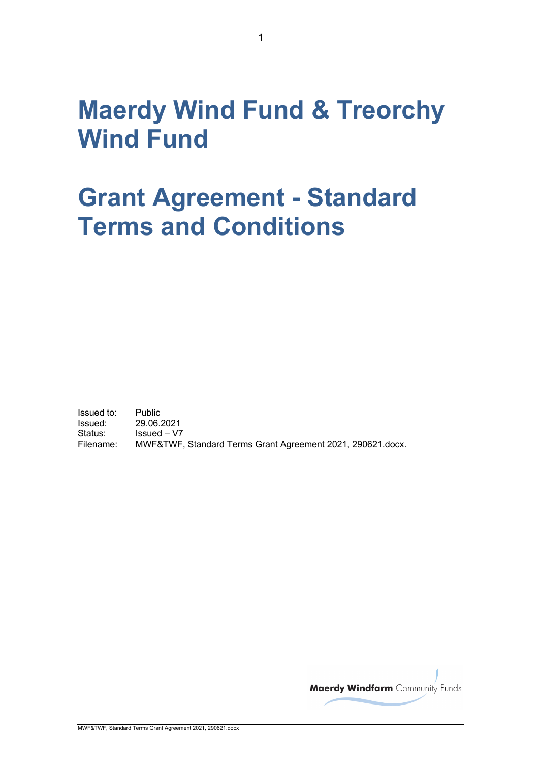# Maerdy Wind Fund & Treorchy Wind Fund

# Grant Agreement - Standard Terms and Conditions

Issued to: Public
Issued: 29.06.2021
Status: Issued – V7
Filename: MWF&TWF, Standard Terms Grant Agreement 2021, 290621.docx.

Maerdy Windfarm Community Funds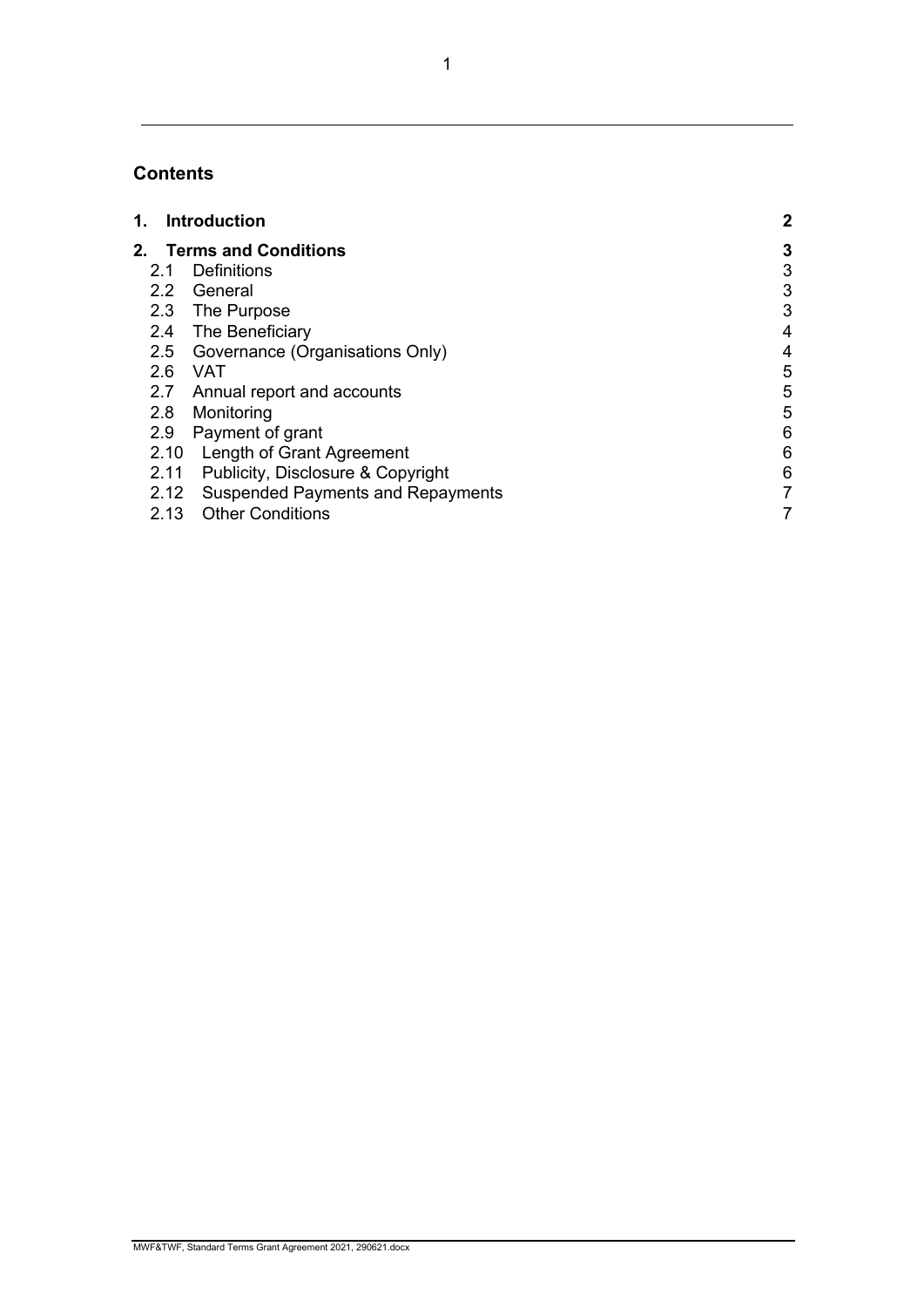## Contents

| | | |
|---|---|---|
| **1.** | **Introduction** | **2** |
| **2.** | **Terms and Conditions** | **3** |
| 2.1 | Definitions | 3 |
| 2.2 | General | 3 |
| 2.3 | The Purpose | 3 |
| 2.4 | The Beneficiary | 4 |
| 2.5 | Governance (Organisations Only) | 4 |
| 2.6 | VAT | 5 |
| 2.7 | Annual report and accounts | 5 |
| 2.8 | Monitoring | 5 |
| 2.9 | Payment of grant | 6 |
| 2.10 | Length of Grant Agreement | 6 |
| 2.11 | Publicity, Disclosure & Copyright | 6 |
| 2.12 | Suspended Payments and Repayments | 7 |
| 2.13 | Other Conditions | 7 |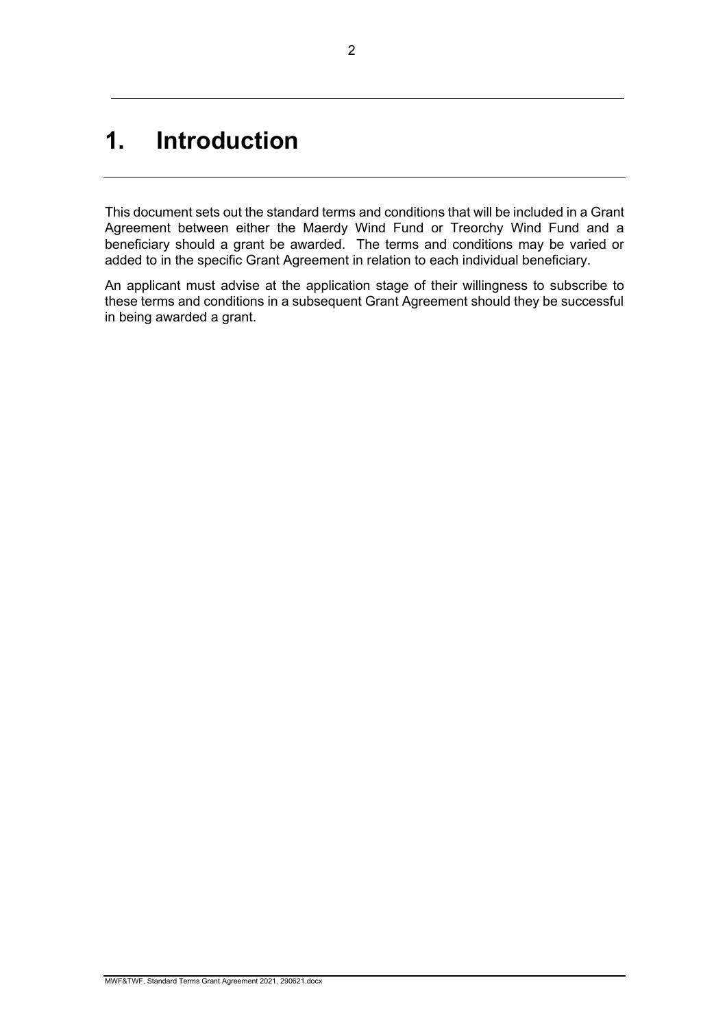# 1. Introduction

This document sets out the standard terms and conditions that will be included in a Grant Agreement between either the Maerdy Wind Fund or Treorchy Wind Fund and a beneficiary should a grant be awarded. The terms and conditions may be varied or added to in the specific Grant Agreement in relation to each individual beneficiary.

An applicant must advise at the application stage of their willingness to subscribe to these terms and conditions in a subsequent Grant Agreement should they be successful in being awarded a grant.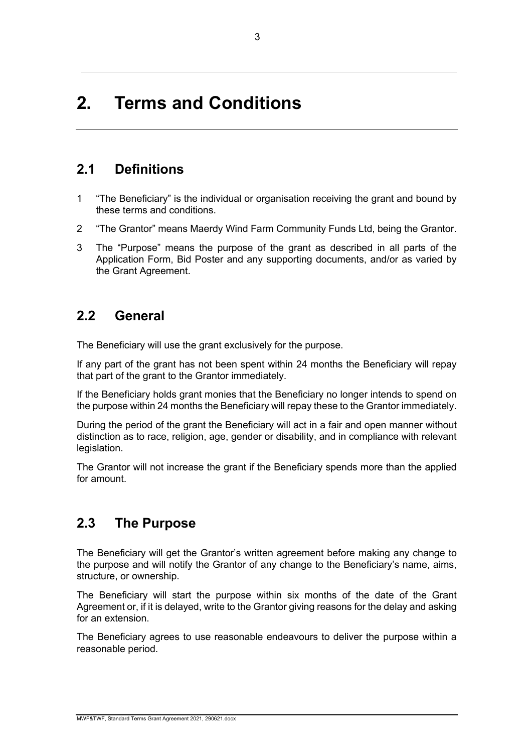# 2. Terms and Conditions

## 2.1 Definitions

1. "The Beneficiary" is the individual or organisation receiving the grant and bound by these terms and conditions.
2. "The Grantor" means Maerdy Wind Farm Community Funds Ltd, being the Grantor.
3. The "Purpose" means the purpose of the grant as described in all parts of the Application Form, Bid Poster and any supporting documents, and/or as varied by the Grant Agreement.

## 2.2 General

The Beneficiary will use the grant exclusively for the purpose.

If any part of the grant has not been spent within 24 months the Beneficiary will repay that part of the grant to the Grantor immediately.

If the Beneficiary holds grant monies that the Beneficiary no longer intends to spend on the purpose within 24 months the Beneficiary will repay these to the Grantor immediately.

During the period of the grant the Beneficiary will act in a fair and open manner without distinction as to race, religion, age, gender or disability, and in compliance with relevant legislation.

The Grantor will not increase the grant if the Beneficiary spends more than the applied for amount.

## 2.3 The Purpose

The Beneficiary will get the Grantor's written agreement before making any change to the purpose and will notify the Grantor of any change to the Beneficiary's name, aims, structure, or ownership.

The Beneficiary will start the purpose within six months of the date of the Grant Agreement or, if it is delayed, write to the Grantor giving reasons for the delay and asking for an extension.

The Beneficiary agrees to use reasonable endeavours to deliver the purpose within a reasonable period.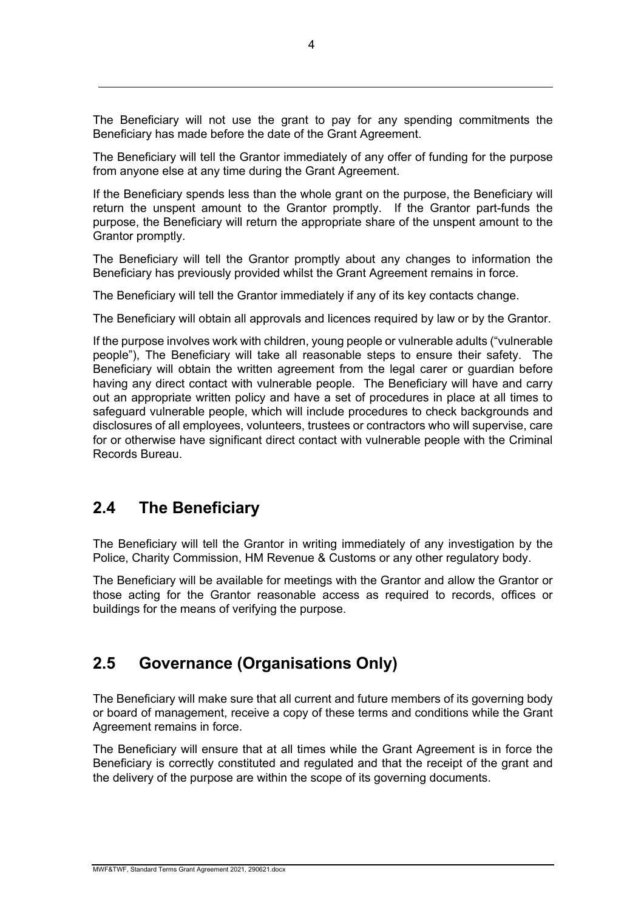The Beneficiary will not use the grant to pay for any spending commitments the Beneficiary has made before the date of the Grant Agreement.

The Beneficiary will tell the Grantor immediately of any offer of funding for the purpose from anyone else at any time during the Grant Agreement.

If the Beneficiary spends less than the whole grant on the purpose, the Beneficiary will return the unspent amount to the Grantor promptly. If the Grantor part-funds the purpose, the Beneficiary will return the appropriate share of the unspent amount to the Grantor promptly.

The Beneficiary will tell the Grantor promptly about any changes to information the Beneficiary has previously provided whilst the Grant Agreement remains in force.

The Beneficiary will tell the Grantor immediately if any of its key contacts change.

The Beneficiary will obtain all approvals and licences required by law or by the Grantor.

If the purpose involves work with children, young people or vulnerable adults ("vulnerable people"), The Beneficiary will take all reasonable steps to ensure their safety. The Beneficiary will obtain the written agreement from the legal carer or guardian before having any direct contact with vulnerable people. The Beneficiary will have and carry out an appropriate written policy and have a set of procedures in place at all times to safeguard vulnerable people, which will include procedures to check backgrounds and disclosures of all employees, volunteers, trustees or contractors who will supervise, care for or otherwise have significant direct contact with vulnerable people with the Criminal Records Bureau.

## 2.4 The Beneficiary

The Beneficiary will tell the Grantor in writing immediately of any investigation by the Police, Charity Commission, HM Revenue & Customs or any other regulatory body.

The Beneficiary will be available for meetings with the Grantor and allow the Grantor or those acting for the Grantor reasonable access as required to records, offices or buildings for the means of verifying the purpose.

## 2.5 Governance (Organisations Only)

The Beneficiary will make sure that all current and future members of its governing body or board of management, receive a copy of these terms and conditions while the Grant Agreement remains in force.

The Beneficiary will ensure that at all times while the Grant Agreement is in force the Beneficiary is correctly constituted and regulated and that the receipt of the grant and the delivery of the purpose are within the scope of its governing documents.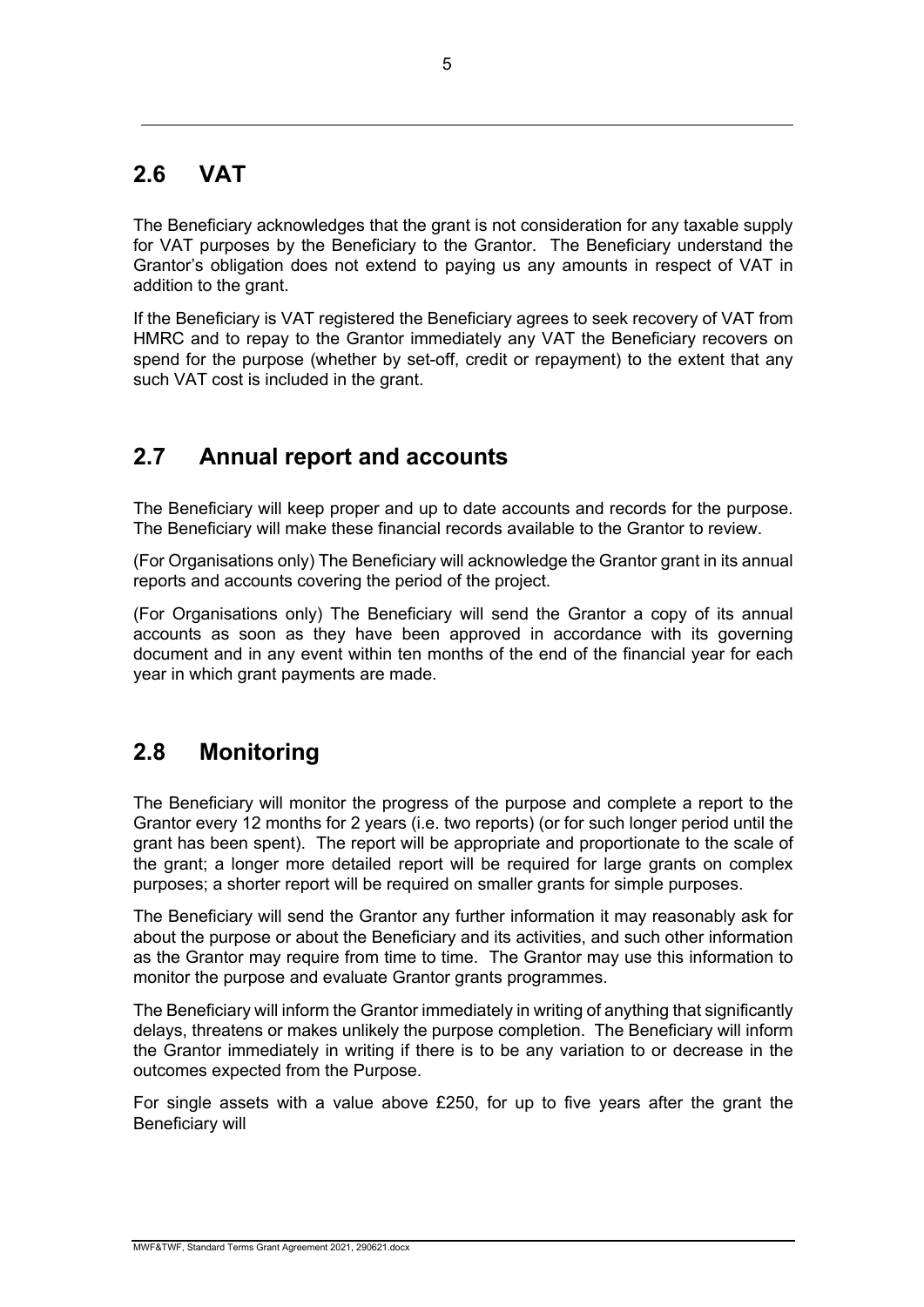## 2.6 VAT

The Beneficiary acknowledges that the grant is not consideration for any taxable supply for VAT purposes by the Beneficiary to the Grantor. The Beneficiary understand the Grantor's obligation does not extend to paying us any amounts in respect of VAT in addition to the grant.

If the Beneficiary is VAT registered the Beneficiary agrees to seek recovery of VAT from HMRC and to repay to the Grantor immediately any VAT the Beneficiary recovers on spend for the purpose (whether by set-off, credit or repayment) to the extent that any such VAT cost is included in the grant.

## 2.7 Annual report and accounts

The Beneficiary will keep proper and up to date accounts and records for the purpose. The Beneficiary will make these financial records available to the Grantor to review.

(For Organisations only) The Beneficiary will acknowledge the Grantor grant in its annual reports and accounts covering the period of the project.

(For Organisations only) The Beneficiary will send the Grantor a copy of its annual accounts as soon as they have been approved in accordance with its governing document and in any event within ten months of the end of the financial year for each year in which grant payments are made.

## 2.8 Monitoring

The Beneficiary will monitor the progress of the purpose and complete a report to the Grantor every 12 months for 2 years (i.e. two reports) (or for such longer period until the grant has been spent). The report will be appropriate and proportionate to the scale of the grant; a longer more detailed report will be required for large grants on complex purposes; a shorter report will be required on smaller grants for simple purposes.

The Beneficiary will send the Grantor any further information it may reasonably ask for about the purpose or about the Beneficiary and its activities, and such other information as the Grantor may require from time to time. The Grantor may use this information to monitor the purpose and evaluate Grantor grants programmes.

The Beneficiary will inform the Grantor immediately in writing of anything that significantly delays, threatens or makes unlikely the purpose completion. The Beneficiary will inform the Grantor immediately in writing if there is to be any variation to or decrease in the outcomes expected from the Purpose.

For single assets with a value above £250, for up to five years after the grant the Beneficiary will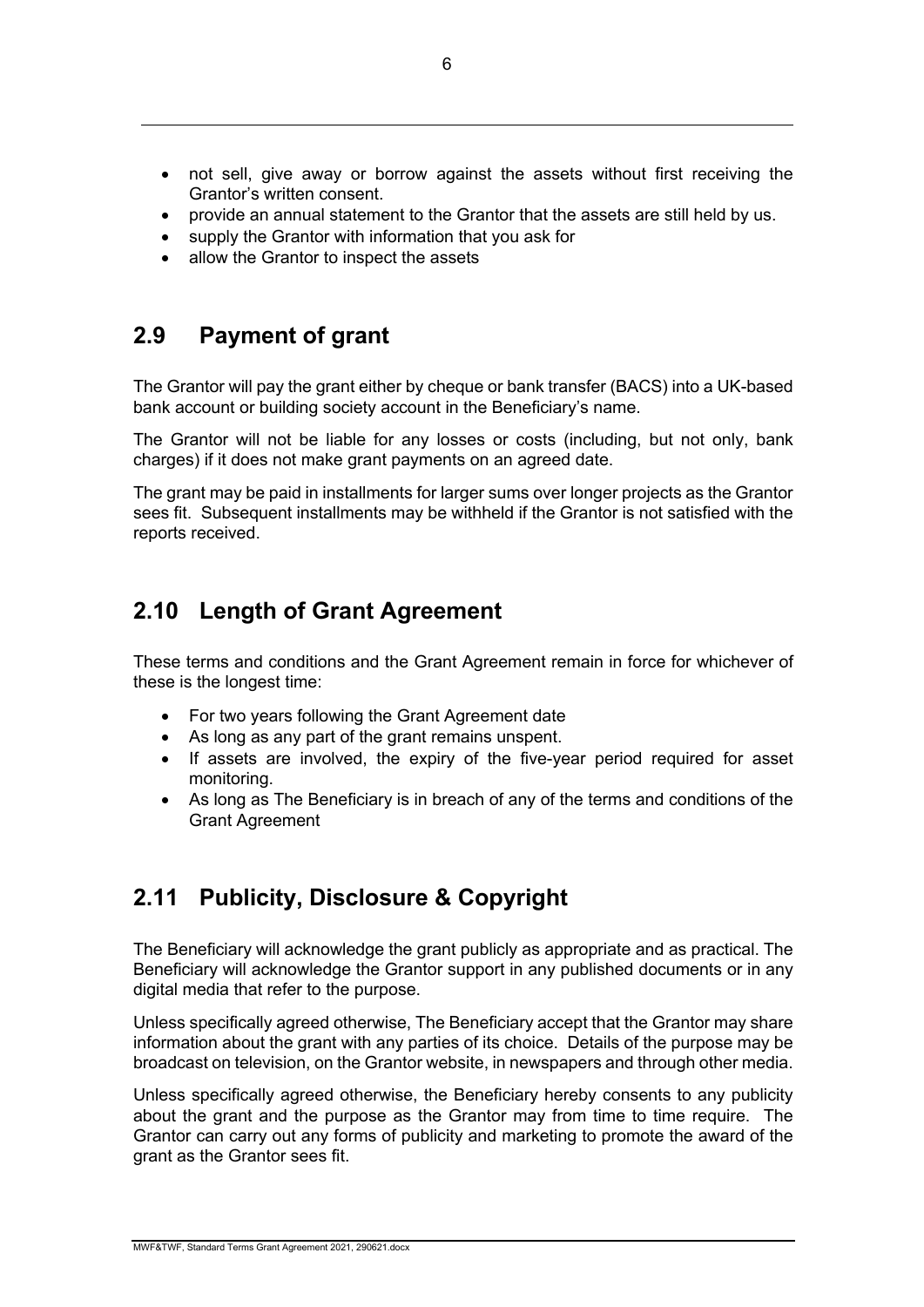- not sell, give away or borrow against the assets without first receiving the Grantor's written consent.
- provide an annual statement to the Grantor that the assets are still held by us.
- supply the Grantor with information that you ask for
- allow the Grantor to inspect the assets

## 2.9 Payment of grant

The Grantor will pay the grant either by cheque or bank transfer (BACS) into a UK-based bank account or building society account in the Beneficiary's name.

The Grantor will not be liable for any losses or costs (including, but not only, bank charges) if it does not make grant payments on an agreed date.

The grant may be paid in installments for larger sums over longer projects as the Grantor sees fit. Subsequent installments may be withheld if the Grantor is not satisfied with the reports received.

## 2.10 Length of Grant Agreement

These terms and conditions and the Grant Agreement remain in force for whichever of these is the longest time:

- For two years following the Grant Agreement date
- As long as any part of the grant remains unspent.
- If assets are involved, the expiry of the five-year period required for asset monitoring.
- As long as The Beneficiary is in breach of any of the terms and conditions of the Grant Agreement

## 2.11 Publicity, Disclosure & Copyright

The Beneficiary will acknowledge the grant publicly as appropriate and as practical. The Beneficiary will acknowledge the Grantor support in any published documents or in any digital media that refer to the purpose.

Unless specifically agreed otherwise, The Beneficiary accept that the Grantor may share information about the grant with any parties of its choice. Details of the purpose may be broadcast on television, on the Grantor website, in newspapers and through other media.

Unless specifically agreed otherwise, the Beneficiary hereby consents to any publicity about the grant and the purpose as the Grantor may from time to time require. The Grantor can carry out any forms of publicity and marketing to promote the award of the grant as the Grantor sees fit.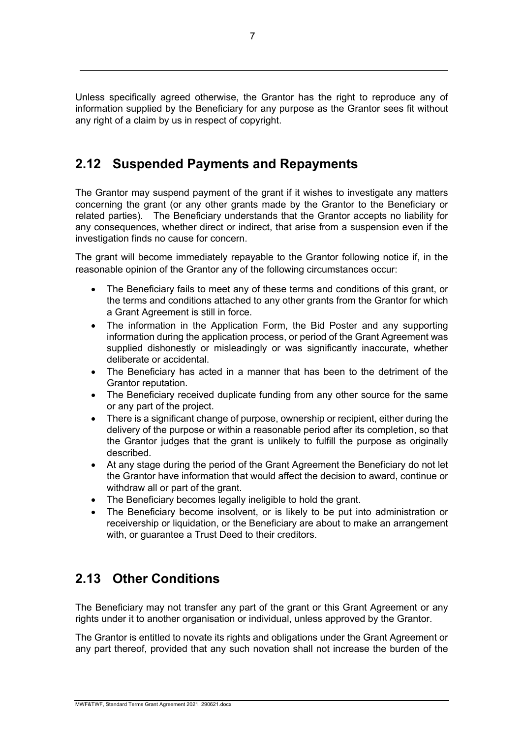Unless specifically agreed otherwise, the Grantor has the right to reproduce any of information supplied by the Beneficiary for any purpose as the Grantor sees fit without any right of a claim by us in respect of copyright.

## 2.12 Suspended Payments and Repayments

The Grantor may suspend payment of the grant if it wishes to investigate any matters concerning the grant (or any other grants made by the Grantor to the Beneficiary or related parties). The Beneficiary understands that the Grantor accepts no liability for any consequences, whether direct or indirect, that arise from a suspension even if the investigation finds no cause for concern.

The grant will become immediately repayable to the Grantor following notice if, in the reasonable opinion of the Grantor any of the following circumstances occur:

- The Beneficiary fails to meet any of these terms and conditions of this grant, or the terms and conditions attached to any other grants from the Grantor for which a Grant Agreement is still in force.
- The information in the Application Form, the Bid Poster and any supporting information during the application process, or period of the Grant Agreement was supplied dishonestly or misleadingly or was significantly inaccurate, whether deliberate or accidental.
- The Beneficiary has acted in a manner that has been to the detriment of the Grantor reputation.
- The Beneficiary received duplicate funding from any other source for the same or any part of the project.
- There is a significant change of purpose, ownership or recipient, either during the delivery of the purpose or within a reasonable period after its completion, so that the Grantor judges that the grant is unlikely to fulfill the purpose as originally described.
- At any stage during the period of the Grant Agreement the Beneficiary do not let the Grantor have information that would affect the decision to award, continue or withdraw all or part of the grant.
- The Beneficiary becomes legally ineligible to hold the grant.
- The Beneficiary become insolvent, or is likely to be put into administration or receivership or liquidation, or the Beneficiary are about to make an arrangement with, or guarantee a Trust Deed to their creditors.

## 2.13 Other Conditions

The Beneficiary may not transfer any part of the grant or this Grant Agreement or any rights under it to another organisation or individual, unless approved by the Grantor.

The Grantor is entitled to novate its rights and obligations under the Grant Agreement or any part thereof, provided that any such novation shall not increase the burden of the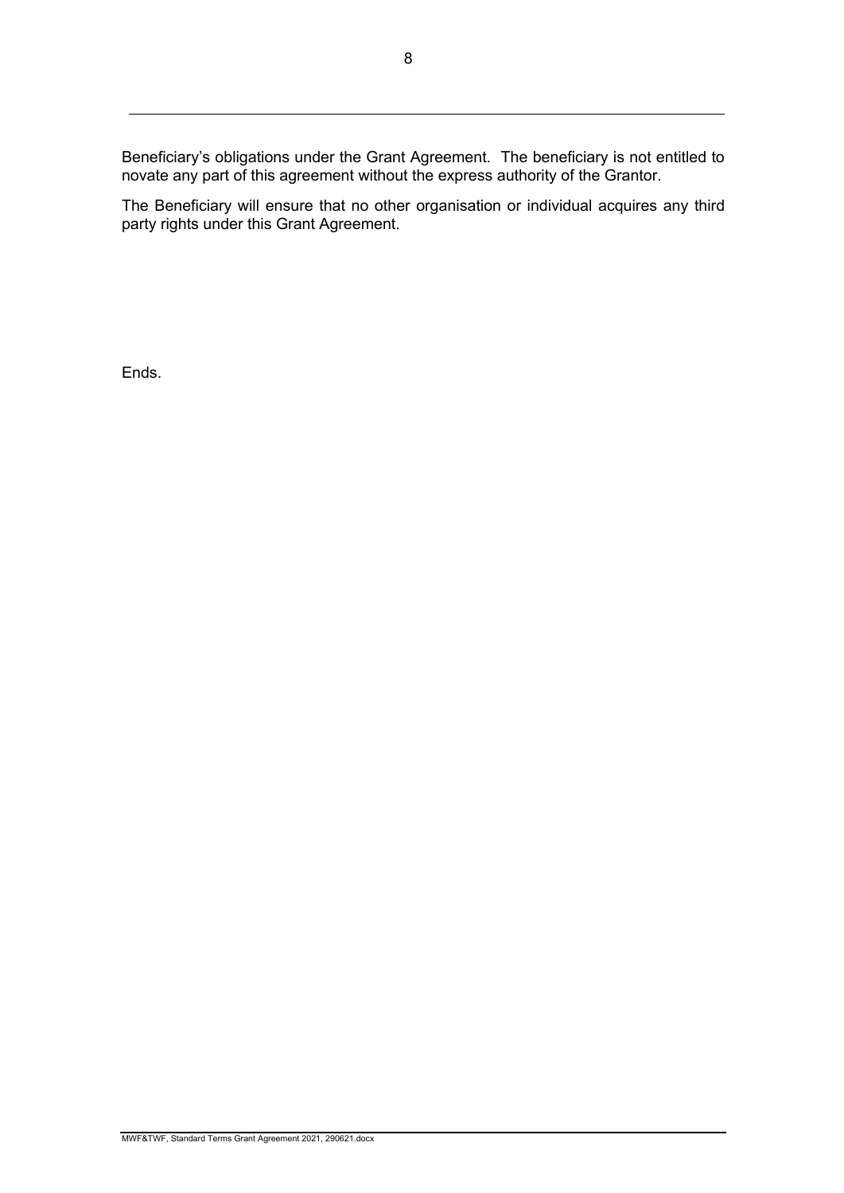Beneficiary's obligations under the Grant Agreement. The beneficiary is not entitled to novate any part of this agreement without the express authority of the Grantor.

The Beneficiary will ensure that no other organisation or individual acquires any third party rights under this Grant Agreement.

Ends.